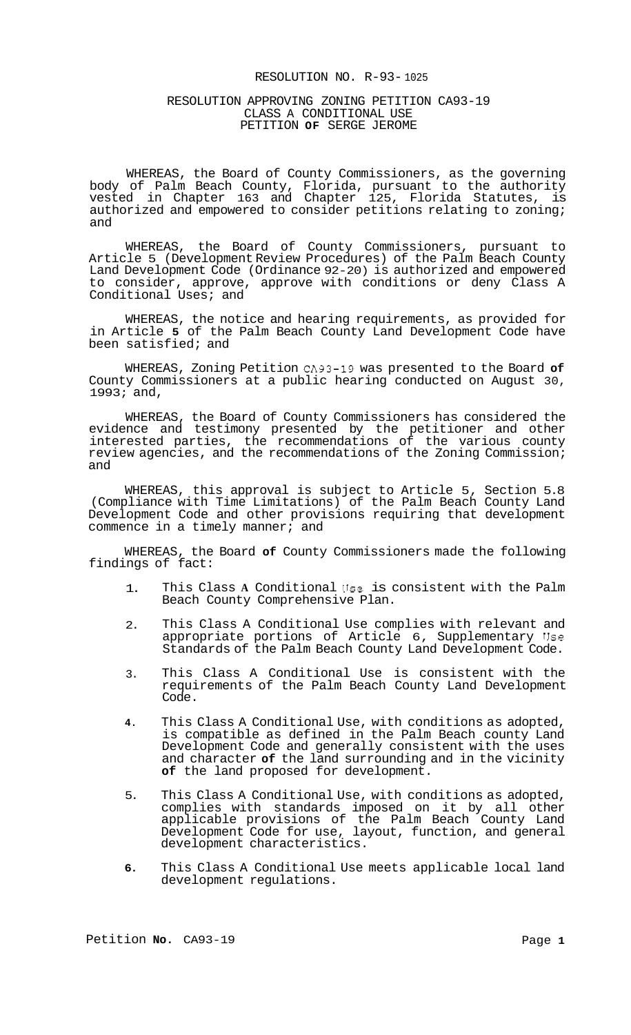# RESOLUTION NO. R-93-1025

## RESOLUTION APPROVING ZONING PETITION CA93-19 CLASS A CONDITIONAL USE PETITION OF SERGE JEROME

WHEREAS, the Board of County Commissioners, as the governing body of Palm Beach County, Florida, pursuant to the authority vested in Chapter 163 and Chapter 125, Florida Statutes, is authorized and empowered to consider petitions relating to zoning; and

WHEREAS, the Board of County Commissioners, pursuant to Article 5 (Development Review Procedures) of the Palm Beach County Land Development Code (Ordinance 92-20) is authorized and empowered to consider, approve, approve with conditions or deny Class A Conditional Uses; and

WHEREAS, the notice and hearing requirements, as provided for in Article 5 of the Palm Beach County Land Development Code have been satisfied; and

WHEREAS, Zoning Petition CA93-19 was presented to the Board of County Commissioners at a public hearing conducted on August 30, 1993; and,

WHEREAS, the Board of County Commissioners has considered the evidence and testimony presented by the petitioner and other interested parties, the recommendations of the various county review agencies, and the recommendations of the Zoning Commission; and

WHEREAS, this approval is subject to Article 5, Section 5.8 (Compliance with Time Limitations) of the Palm Beach County Land Development Code and other provisions requiring that development commence in a timely manner; and

WHEREAS, the Board of County Commissioners made the following findings of fact:

1. This Class A Conditional Use is consistent with the Palm Beach County Comprehensive Plan.
2. This Class A Conditional Use complies with relevant and appropriate portions of Article 6, Supplementary Use Standards of the Palm Beach County Land Development Code.
3. This Class A Conditional Use is consistent with the requirements of the Palm Beach County Land Development Code.
4. This Class A Conditional Use, with conditions as adopted, is compatible as defined in the Palm Beach county Land Development Code and generally consistent with the uses and character of the land surrounding and in the vicinity of the land proposed for development.
5. This Class A Conditional Use, with conditions as adopted, complies with standards imposed on it by all other applicable provisions of the Palm Beach County Land Development Code for use, layout, function, and general development characteristics.
6. This Class A Conditional Use meets applicable local land development regulations.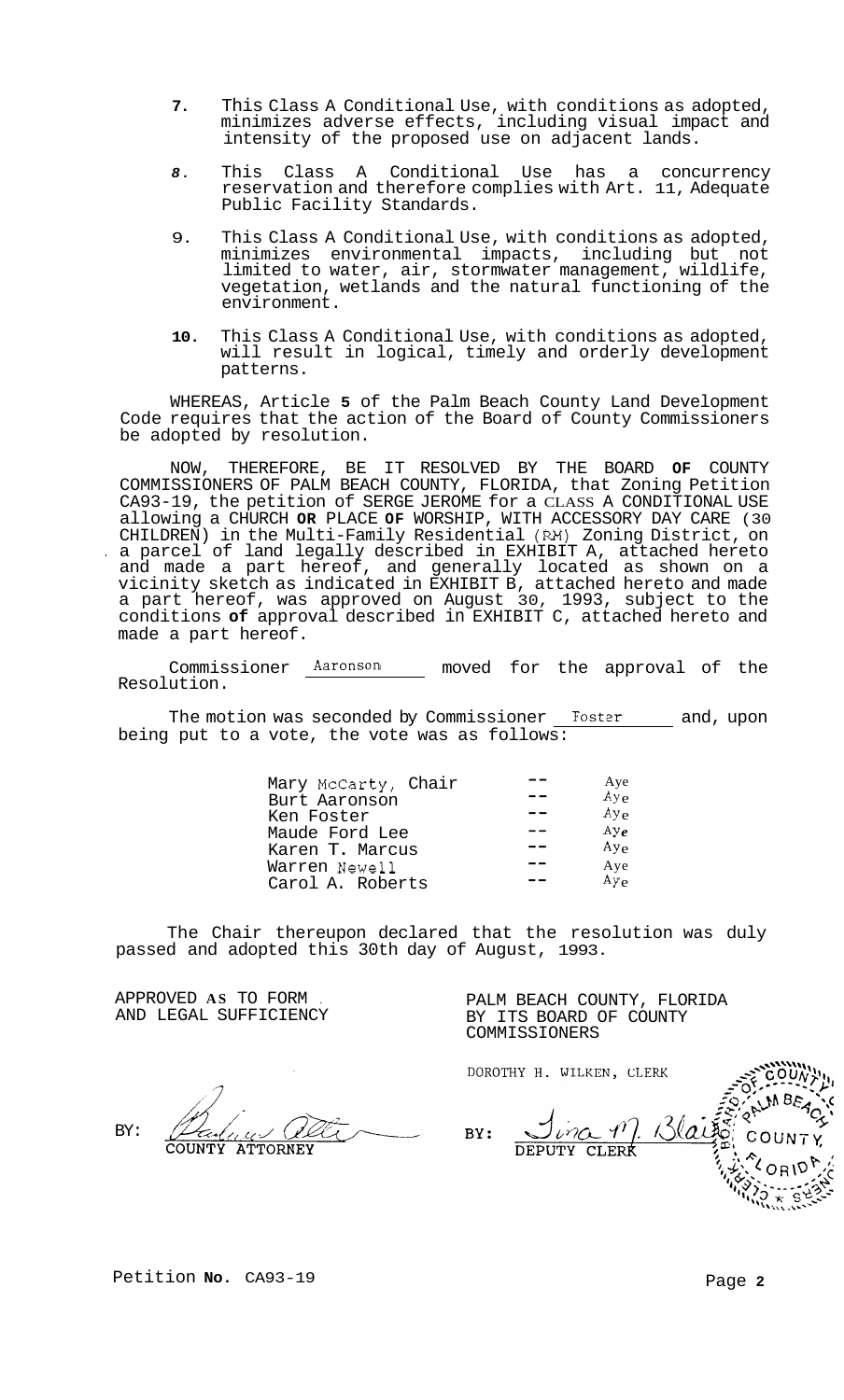7. This Class A Conditional Use, with conditions as adopted, minimizes adverse effects, including visual impact and intensity of the proposed use on adjacent lands.

8. This Class A Conditional Use has a concurrency reservation and therefore complies with Art. 11, Adequate Public Facility Standards.

9. This Class A Conditional Use, with conditions as adopted, minimizes environmental impacts, including but not limited to water, air, stormwater management, wildlife, vegetation, wetlands and the natural functioning of the environment.

10. This Class A Conditional Use, with conditions as adopted, will result in logical, timely and orderly development patterns.

WHEREAS, Article 5 of the Palm Beach County Land Development Code requires that the action of the Board of County Commissioners be adopted by resolution.

NOW, THEREFORE, BE IT RESOLVED BY THE BOARD OF COUNTY COMMISSIONERS OF PALM BEACH COUNTY, FLORIDA, that Zoning Petition CA93-19, the petition of SERGE JEROME for a CLASS A CONDITIONAL USE allowing a CHURCH OR PLACE OF WORSHIP, WITH ACCESSORY DAY CARE (30 CHILDREN) in the Multi-Family Residential (RM) Zoning District, on a parcel of land legally described in EXHIBIT A, attached hereto and made a part hereof, and generally located as shown on a vicinity sketch as indicated in EXHIBIT B, attached hereto and made a part hereof, was approved on August 30, 1993, subject to the conditions of approval described in EXHIBIT C, attached hereto and made a part hereof.

Commissioner Aaronson moved for the approval of the Resolution.

The motion was seconded by Commissioner Foster and, upon being put to a vote, the vote was as follows:

| | | |
|---|---|---|
| Mary McCarty, Chair | -- | Aye |
| Burt Aaronson | -- | Aye |
| Ken Foster | -- | Aye |
| Maude Ford Lee | -- | Aye |
| Karen T. Marcus | -- | Aye |
| Warren Newell | -- | Aye |
| Carol A. Roberts | -- | Aye |

The Chair thereupon declared that the resolution was duly passed and adopted this 30th day of August, 1993.

APPROVED AS TO FORM AND LEGAL SUFFICIENCY

BY: COUNTY ATTORNEY

PALM BEACH COUNTY, FLORIDA BY ITS BOARD OF COUNTY COMMISSIONERS

DOROTHY H. WILKEN, CLERK

BY: Jina M. Blair DEPUTY CLERK

Petition No. CA93-19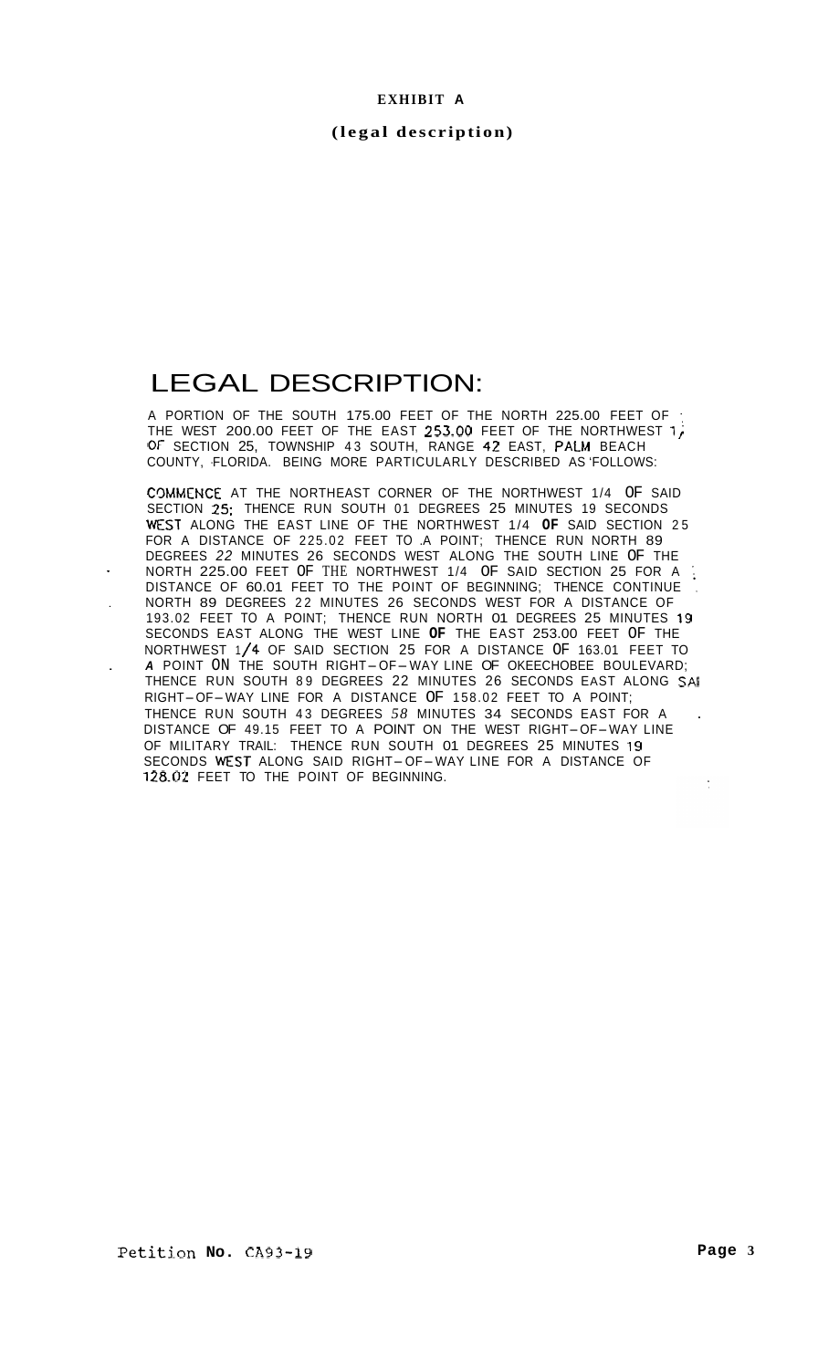**EXHIBIT A**

**(legal description)**

# LEGAL DESCRIPTION:

A PORTION OF THE SOUTH 175.00 FEET OF THE NORTH 225.00 FEET OF THE WEST 200.00 FEET OF THE EAST 253.00 FEET OF THE NORTHWEST 1/4 OF SECTION 25, TOWNSHIP 43 SOUTH, RANGE 42 EAST, PALM BEACH COUNTY, FLORIDA. BEING MORE PARTICULARLY DESCRIBED AS FOLLOWS:

COMMENCE AT THE NORTHEAST CORNER OF THE NORTHWEST 1/4 OF SAID SECTION 25; THENCE RUN SOUTH 01 DEGREES 25 MINUTES 19 SECONDS WEST ALONG THE EAST LINE OF THE NORTHWEST 1/4 OF SAID SECTION 25 FOR A DISTANCE OF 225.02 FEET TO A POINT; THENCE RUN NORTH 89 DEGREES 22 MINUTES 26 SECONDS WEST ALONG THE SOUTH LINE OF THE NORTH 225.00 FEET OF THE NORTHWEST 1/4 OF SAID SECTION 25 FOR A DISTANCE OF 60.01 FEET TO THE POINT OF BEGINNING; THENCE CONTINUE NORTH 89 DEGREES 22 MINUTES 26 SECONDS WEST FOR A DISTANCE OF 193.02 FEET TO A POINT; THENCE RUN NORTH 01 DEGREES 25 MINUTES 19 SECONDS EAST ALONG THE WEST LINE OF THE EAST 253.00 FEET OF THE NORTHWEST 1/4 OF SAID SECTION 25 FOR A DISTANCE OF 163.01 FEET TO A POINT ON THE SOUTH RIGHT–OF–WAY LINE OF OKEECHOBEE BOULEVARD; THENCE RUN SOUTH 89 DEGREES 22 MINUTES 26 SECONDS EAST ALONG SAID RIGHT–OF–WAY LINE FOR A DISTANCE OF 158.02 FEET TO A POINT; THENCE RUN SOUTH 43 DEGREES 58 MINUTES 34 SECONDS EAST FOR A DISTANCE OF 49.15 FEET TO A POINT ON THE WEST RIGHT–OF–WAY LINE OF MILITARY TRAIL: THENCE RUN SOUTH 01 DEGREES 25 MINUTES 19 SECONDS WEST ALONG SAID RIGHT–OF–WAY LINE FOR A DISTANCE OF 128.02 FEET TO THE POINT OF BEGINNING.

Petition No. CA93-19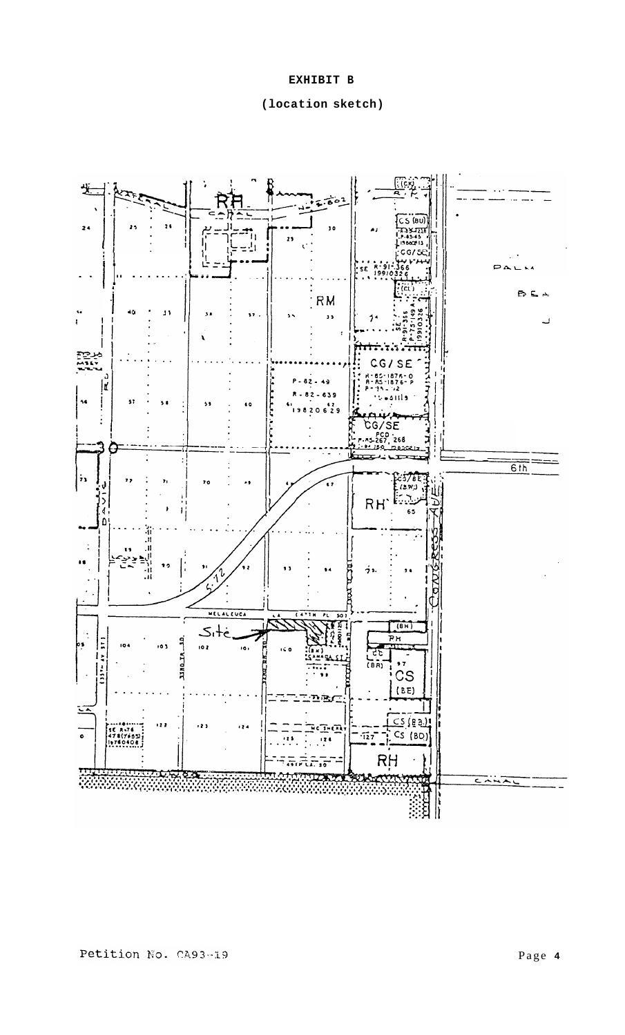**EXHIBIT B**

**(location sketch)**

RH

CANAL

RM

CS (BU)

CG/SE

CG/SE

PCD

CG/SE

RH

65

6th

PALM

BEA

S.172

MELALEUCA LA (47TH PL SO)

Site

(BH)

PH

(BR)

97

CS

(BE)

CS (BB)

CS (BD)

127

RH

CANAL

CONGRESS AVE

DAVIS RD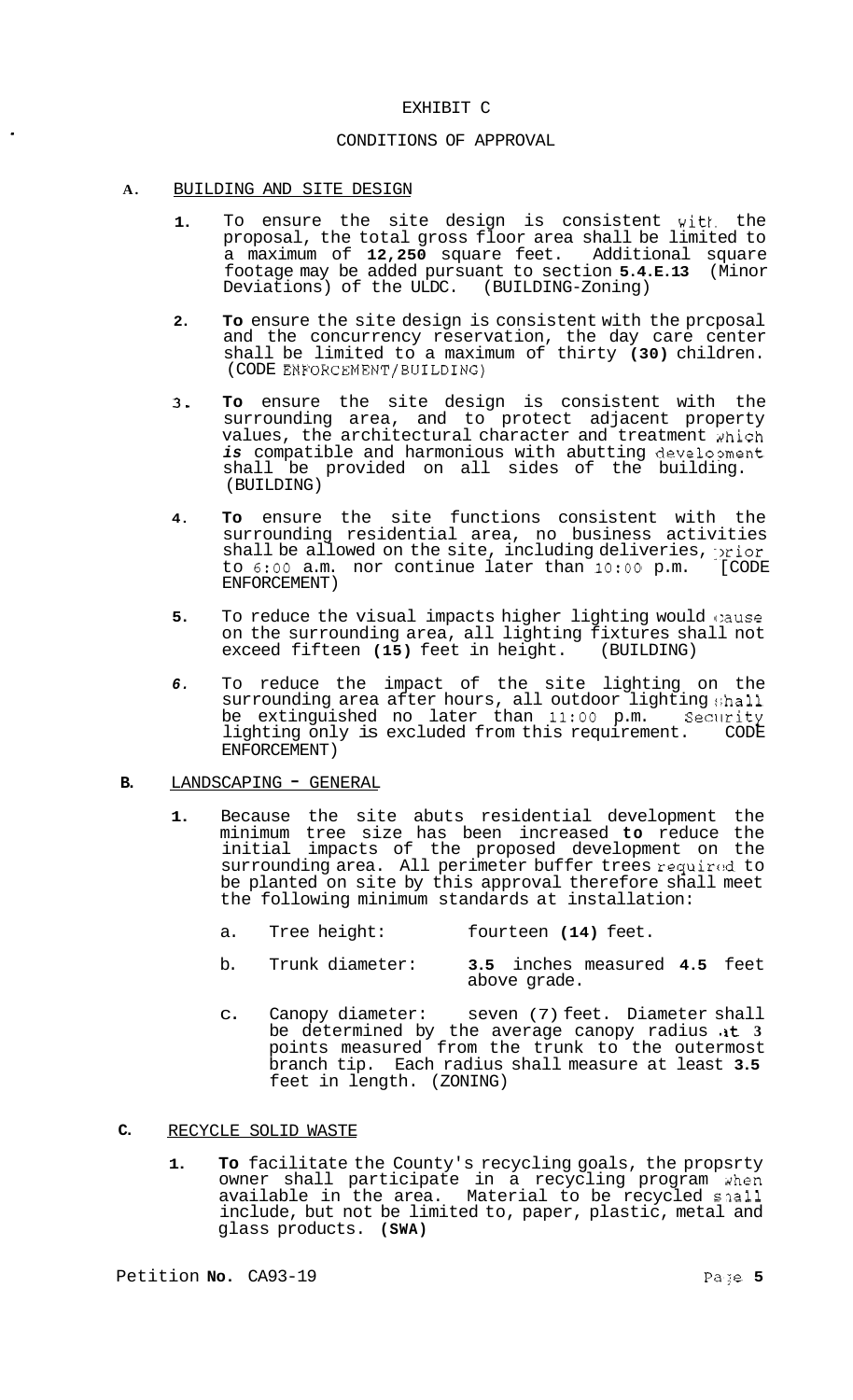EXHIBIT C

CONDITIONS OF APPROVAL

A. BUILDING AND SITE DESIGN

1. To ensure the site design is consistent with the proposal, the total gross floor area shall be limited to a maximum of **12,250** square feet. Additional square footage may be added pursuant to section **5.4.E.13** (Minor Deviations) of the ULDC. (BUILDING-Zoning)

2. **To** ensure the site design is consistent with the prcposal and the concurrency reservation, the day care center shall be limited to a maximum of thirty **(30)** children. (CODE ENFORCEMENT/BUILDING)

3. **To** ensure the site design is consistent with the surrounding area, and to protect adjacent property values, the architectural character and treatment which *is* compatible and harmonious with abutting development shall be provided on all sides of the building. (BUILDING)

4. **To** ensure the site functions consistent with the surrounding residential area, no business activities shall be allowed on the site, including deliveries, prior to 6:00 a.m. nor continue later than 10:00 p.m. [CODE ENFORCEMENT)

5. To reduce the visual impacts higher lighting would cause on the surrounding area, all lighting fixtures shall not exceed fifteen **(15)** feet in height. (BUILDING)

6. To reduce the impact of the site lighting on the surrounding area after hours, all outdoor lighting shall be extinguished no later than 11:00 p.m. Security lighting only is excluded from this requirement. CODE ENFORCEMENT)

B. LANDSCAPING - GENERAL

1. Because the site abuts residential development the minimum tree size has been increased **to** reduce the initial impacts of the proposed development on the surrounding area. All perimeter buffer trees required to be planted on site by this approval therefore shall meet the following minimum standards at installation:

   a. Tree height: fourteen **(14)** feet.

   b. Trunk diameter: **3.5** inches measured **4.5** feet above grade.

   c. Canopy diameter: seven (7) feet. Diameter shall be determined by the average canopy radius at **3** points measured from the trunk to the outermost branch tip. Each radius shall measure at least **3.5** feet in length. (ZONING)

C. RECYCLE SOLID WASTE

1. **To** facilitate the County's recycling goals, the propsrty owner shall participate in a recycling program when available in the area. Material to be recycled shall include, but not be limited to, paper, plastic, metal and glass products. **(SWA)**

Petition **No.** CA93-19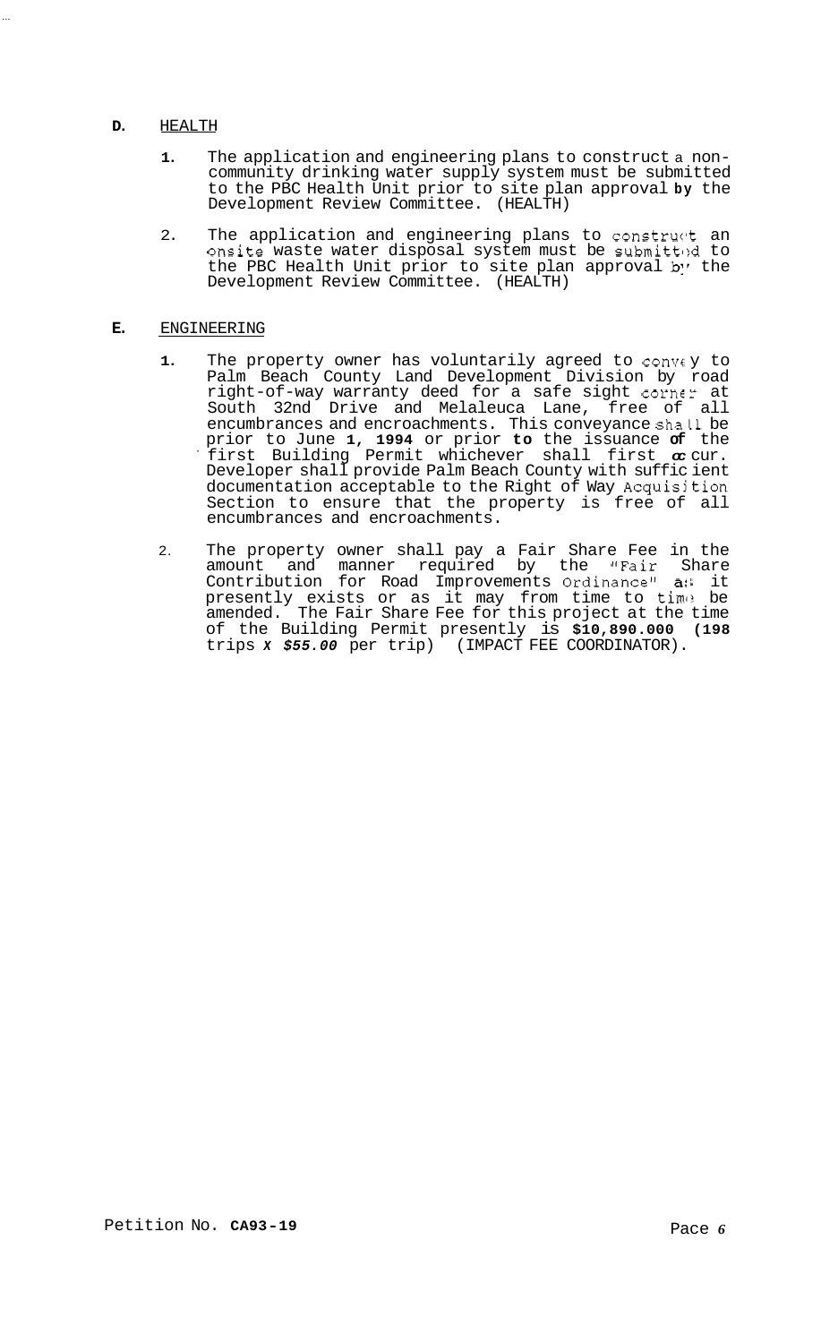**D.** HEALTH

1. The application and engineering plans to construct a non-community drinking water supply system must be submitted to the PBC Health Unit prior to site plan approval **by** the Development Review Committee. (HEALTH)

2. The application and engineering plans to construct an onsite waste water disposal system must be submitted to the PBC Health Unit prior to site plan approval by the Development Review Committee. (HEALTH)

**E.** ENGINEERING

1. The property owner has voluntarily agreed to convey to Palm Beach County Land Development Division by road right-of-way warranty deed for a safe sight corner at South 32nd Drive and Melaleuca Lane, free of all encumbrances and encroachments. This conveyance shall be prior to June **1, 1994** or prior **to** the issuance **of** the first Building Permit whichever shall first occur. Developer shall provide Palm Beach County with sufficient documentation acceptable to the Right of Way Acquisition Section to ensure that the property is free of all encumbrances and encroachments.

2. The property owner shall pay a Fair Share Fee in the amount and manner required by the "Fair Share Contribution for Road Improvements Ordinance" as it presently exists or as it may from time to time be amended. The Fair Share Fee for this project at the time of the Building Permit presently is **$10,890.000 (198** trips ***X $55.00*** per trip) (IMPACT FEE COORDINATOR).

Petition No. **CA93-19**